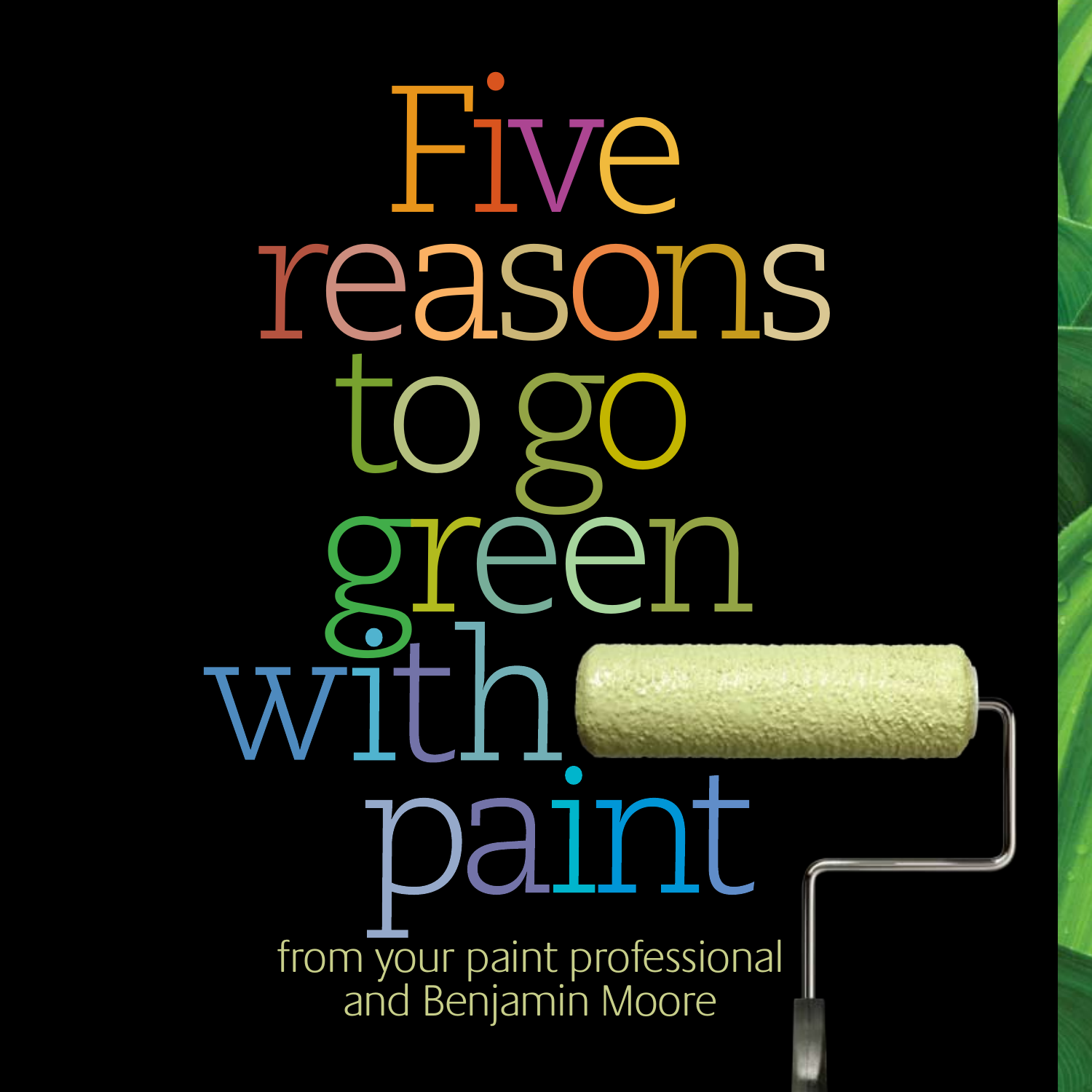# Five reasons to go green with paint

from your paint professional and Benjamin Moore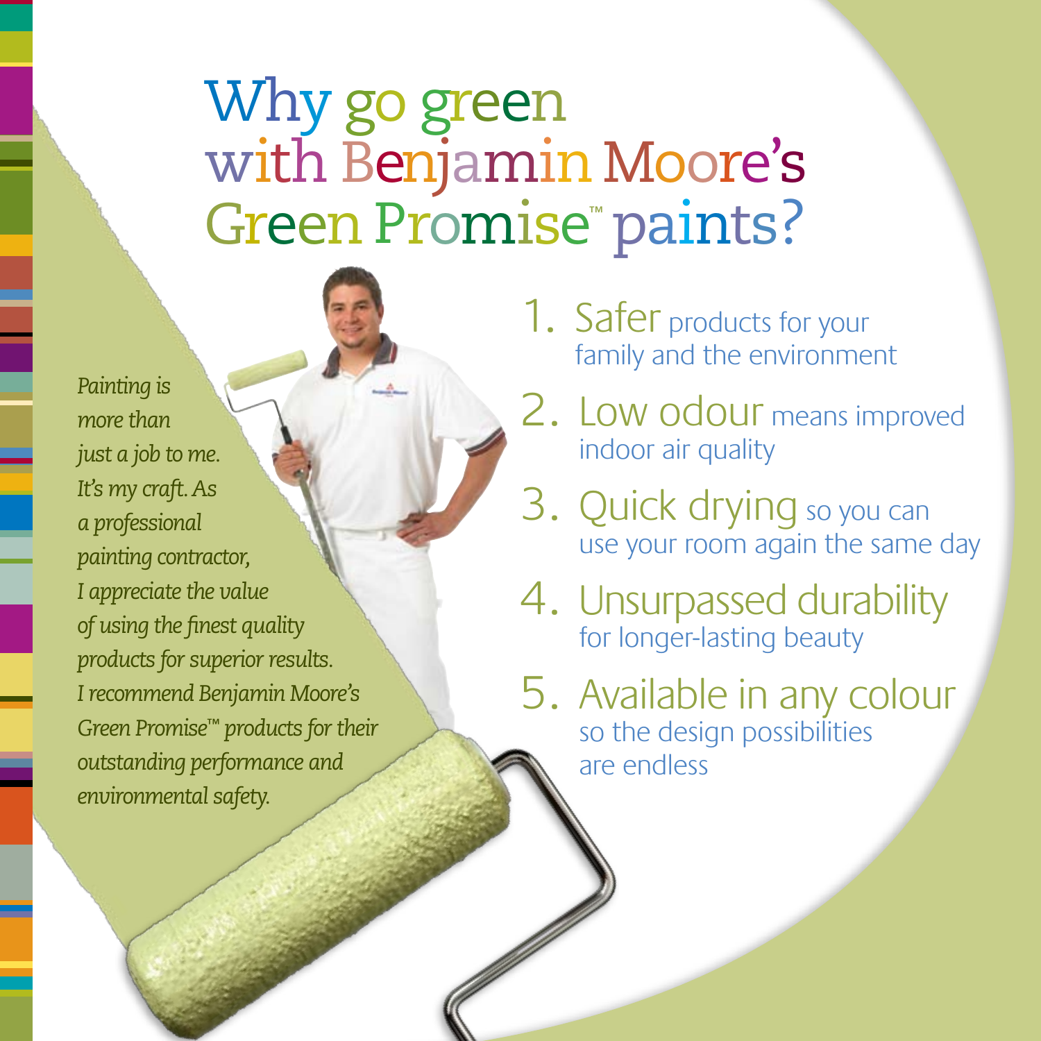# Why go green with Benjamin Moore's Green Promise™ paints?

*Painting is more than just a job to me. It's my craft. As a professional painting contractor, I appreciate the value of using the finest quality products for superior results. I recommend Benjamin Moore's Green Promise™ products for their outstanding performance and environmental safety.*

1. **Safer** products for your family and the environment
2. **Low odour** means improved indoor air quality
3. **Quick drying** so you can use your room again the same day
4. **Unsurpassed durability** for longer-lasting beauty
5. **Available in any colour** so the design possibilities are endless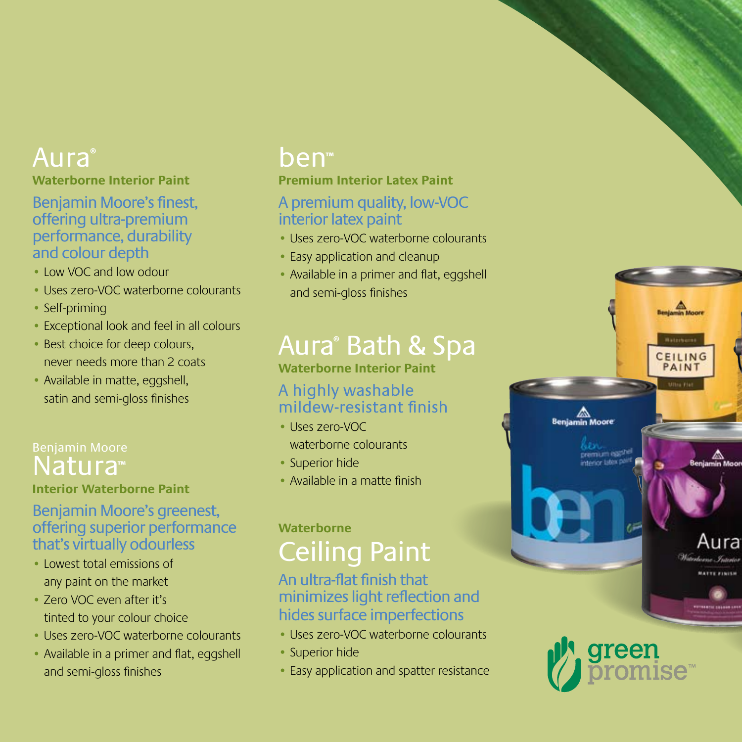## Aura®

**Waterborne Interior Paint**

### Benjamin Moore's finest, offering ultra-premium performance, durability and colour depth

- Low VOC and low odour
- Uses zero-VOC waterborne colourants
- Self-priming
- Exceptional look and feel in all colours
- Best choice for deep colours, never needs more than 2 coats
- Available in matte, eggshell, satin and semi-gloss finishes

## Benjamin Moore Natura™

**Interior Waterborne Paint**

### Benjamin Moore's greenest, offering superior performance that's virtually odourless

- Lowest total emissions of any paint on the market
- Zero VOC even after it's tinted to your colour choice
- Uses zero-VOC waterborne colourants
- Available in a primer and flat, eggshell and semi-gloss finishes

## ben™

**Premium Interior Latex Paint**

### A premium quality, low-VOC interior latex paint

- Uses zero-VOC waterborne colourants
- Easy application and cleanup
- Available in a primer and flat, eggshell and semi-gloss finishes

## Aura® Bath & Spa

**Waterborne Interior Paint**

### A highly washable mildew-resistant finish

- Uses zero-VOC waterborne colourants
- Superior hide
- Available in a matte finish

## Waterborne Ceiling Paint

### An ultra-flat finish that minimizes light reflection and hides surface imperfections

- Uses zero-VOC waterborne colourants
- Superior hide
- Easy application and spatter resistance

green promise™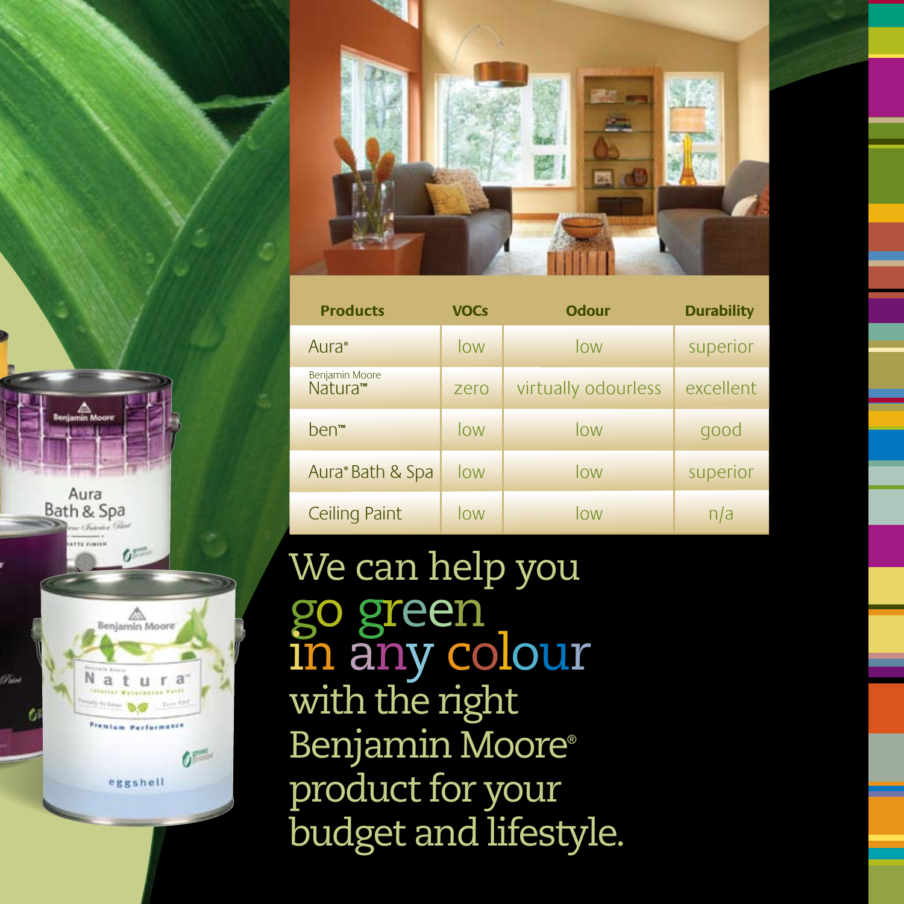| Products | VOCs | Odour | Durability |
|---|---|---|---|
| Aura® | low | low | superior |
| Benjamin Moore Natura™ | zero | virtually odourless | excellent |
| ben™ | low | low | good |
| Aura® Bath & Spa | low | low | superior |
| Ceiling Paint | low | low | n/a |

We can help you
go green
in any colour
with the right
Benjamin Moore®
product for your
budget and lifestyle.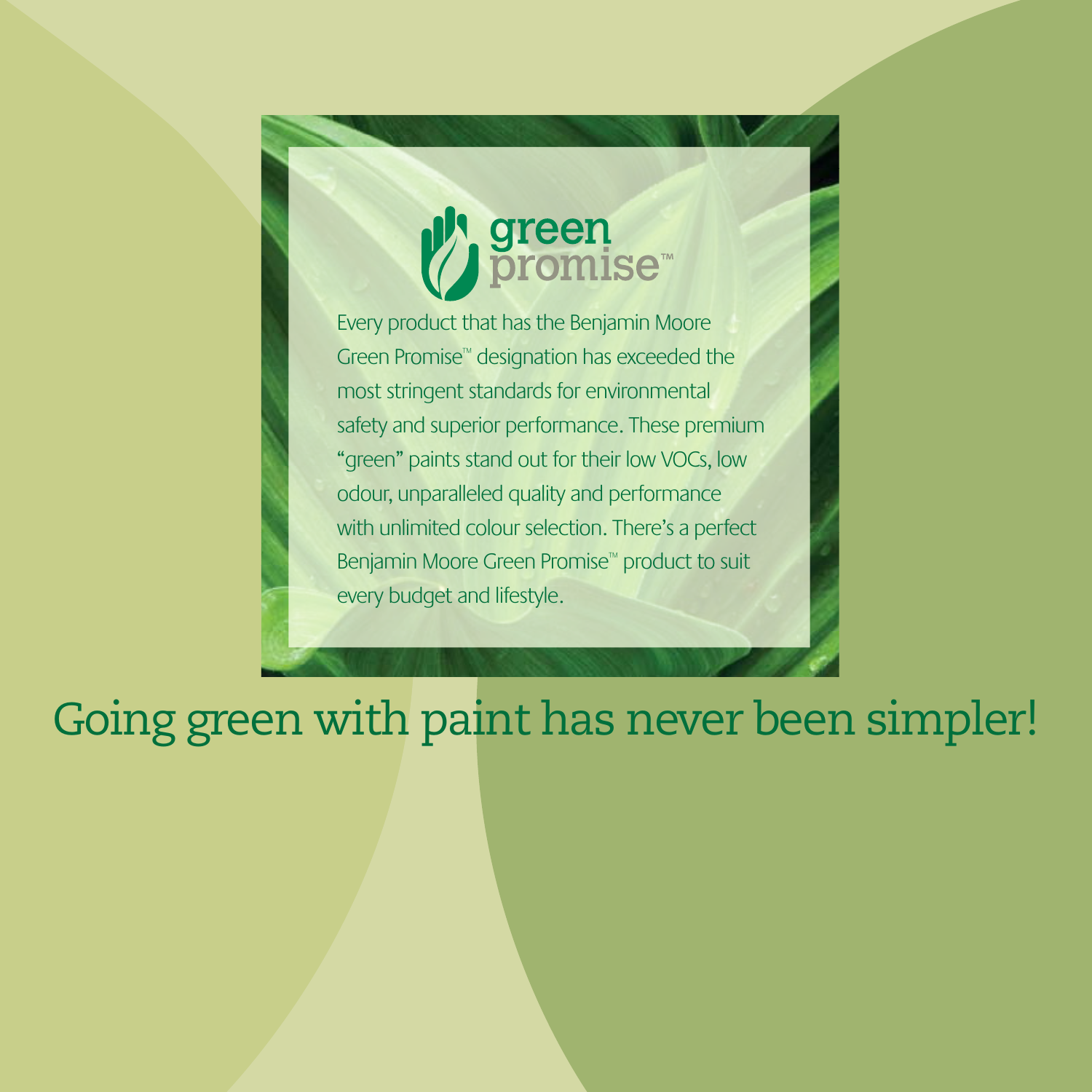# green promise™

Every product that has the Benjamin Moore Green Promise™ designation has exceeded the most stringent standards for environmental safety and superior performance. These premium "green" paints stand out for their low VOCs, low odour, unparalleled quality and performance with unlimited colour selection. There's a perfect Benjamin Moore Green Promise™ product to suit every budget and lifestyle.

## Going green with paint has never been simpler!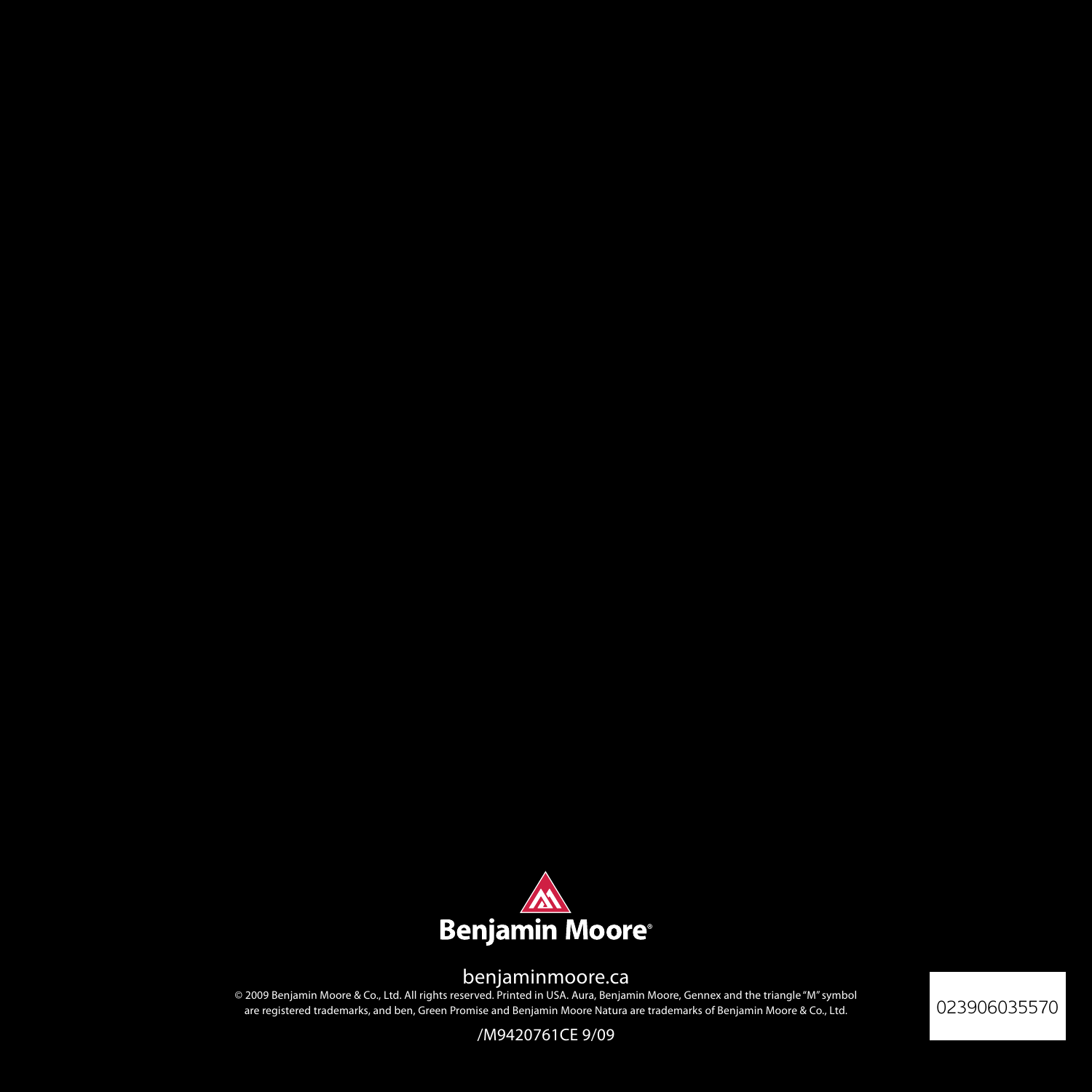Benjamin Moore®

benjaminmoore.ca

© 2009 Benjamin Moore & Co., Ltd. All rights reserved. Printed in USA. Aura, Benjamin Moore, Gennex and the triangle "M" symbol are registered trademarks, and ben, Green Promise and Benjamin Moore Natura are trademarks of Benjamin Moore & Co., Ltd.

/M9420761CE 9/09

023906035570